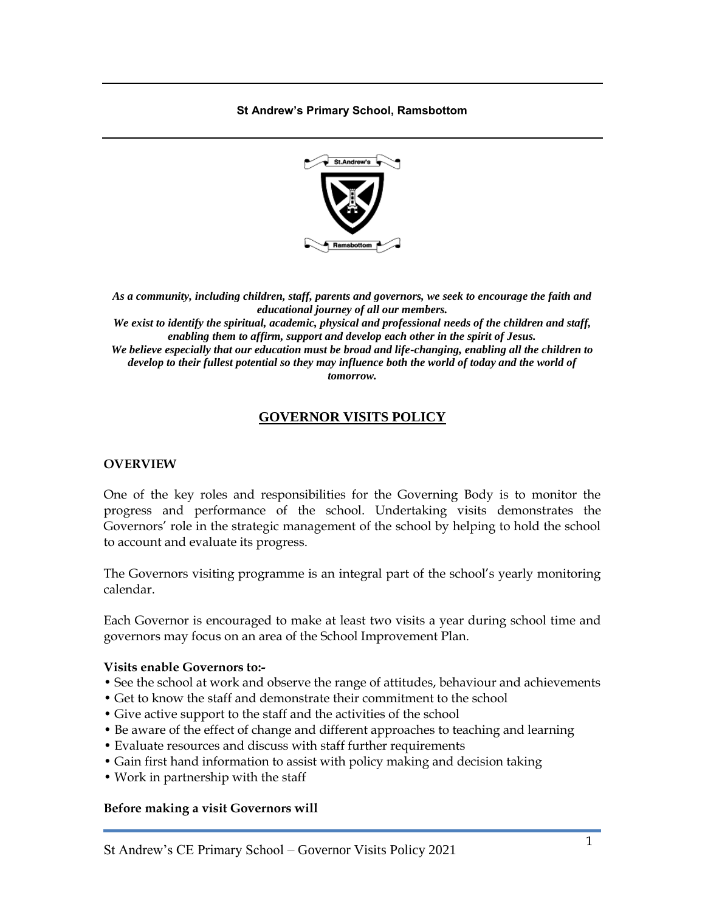**St Andrew's Primary School, Ramsbottom**

***As a community, including children, staff, parents and governors, we seek to encourage the faith and educational journey of all our members.***
***We exist to identify the spiritual, academic, physical and professional needs of the children and staff, enabling them to affirm, support and develop each other in the spirit of Jesus.***
***We believe especially that our education must be broad and life-changing, enabling all the children to develop to their fullest potential so they may influence both the world of today and the world of tomorrow.***

# GOVERNOR VISITS POLICY

## OVERVIEW

One of the key roles and responsibilities for the Governing Body is to monitor the progress and performance of the school. Undertaking visits demonstrates the Governors' role in the strategic management of the school by helping to hold the school to account and evaluate its progress.

The Governors visiting programme is an integral part of the school's yearly monitoring calendar.

Each Governor is encouraged to make at least two visits a year during school time and governors may focus on an area of the School Improvement Plan.

**Visits enable Governors to:-**

- See the school at work and observe the range of attitudes, behaviour and achievements
- Get to know the staff and demonstrate their commitment to the school
- Give active support to the staff and the activities of the school
- Be aware of the effect of change and different approaches to teaching and learning
- Evaluate resources and discuss with staff further requirements
- Gain first hand information to assist with policy making and decision taking
- Work in partnership with the staff

**Before making a visit Governors will**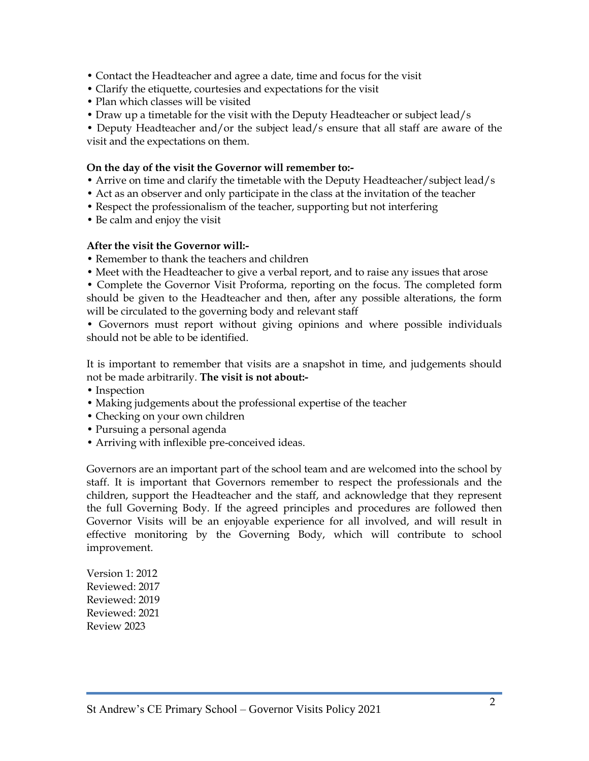- Contact the Headteacher and agree a date, time and focus for the visit
- Clarify the etiquette, courtesies and expectations for the visit
- Plan which classes will be visited
- Draw up a timetable for the visit with the Deputy Headteacher or subject lead/s
- Deputy Headteacher and/or the subject lead/s ensure that all staff are aware of the visit and the expectations on them.

**On the day of the visit the Governor will remember to:-**

- Arrive on time and clarify the timetable with the Deputy Headteacher/subject lead/s
- Act as an observer and only participate in the class at the invitation of the teacher
- Respect the professionalism of the teacher, supporting but not interfering
- Be calm and enjoy the visit

**After the visit the Governor will:-**

- Remember to thank the teachers and children
- Meet with the Headteacher to give a verbal report, and to raise any issues that arose
- Complete the Governor Visit Proforma, reporting on the focus. The completed form should be given to the Headteacher and then, after any possible alterations, the form will be circulated to the governing body and relevant staff
- Governors must report without giving opinions and where possible individuals should not be able to be identified.

It is important to remember that visits are a snapshot in time, and judgements should not be made arbitrarily. **The visit is not about:-**

- Inspection
- Making judgements about the professional expertise of the teacher
- Checking on your own children
- Pursuing a personal agenda
- Arriving with inflexible pre-conceived ideas.

Governors are an important part of the school team and are welcomed into the school by staff. It is important that Governors remember to respect the professionals and the children, support the Headteacher and the staff, and acknowledge that they represent the full Governing Body. If the agreed principles and procedures are followed then Governor Visits will be an enjoyable experience for all involved, and will result in effective monitoring by the Governing Body, which will contribute to school improvement.

Version 1: 2012
Reviewed: 2017
Reviewed: 2019
Reviewed: 2021
Review 2023